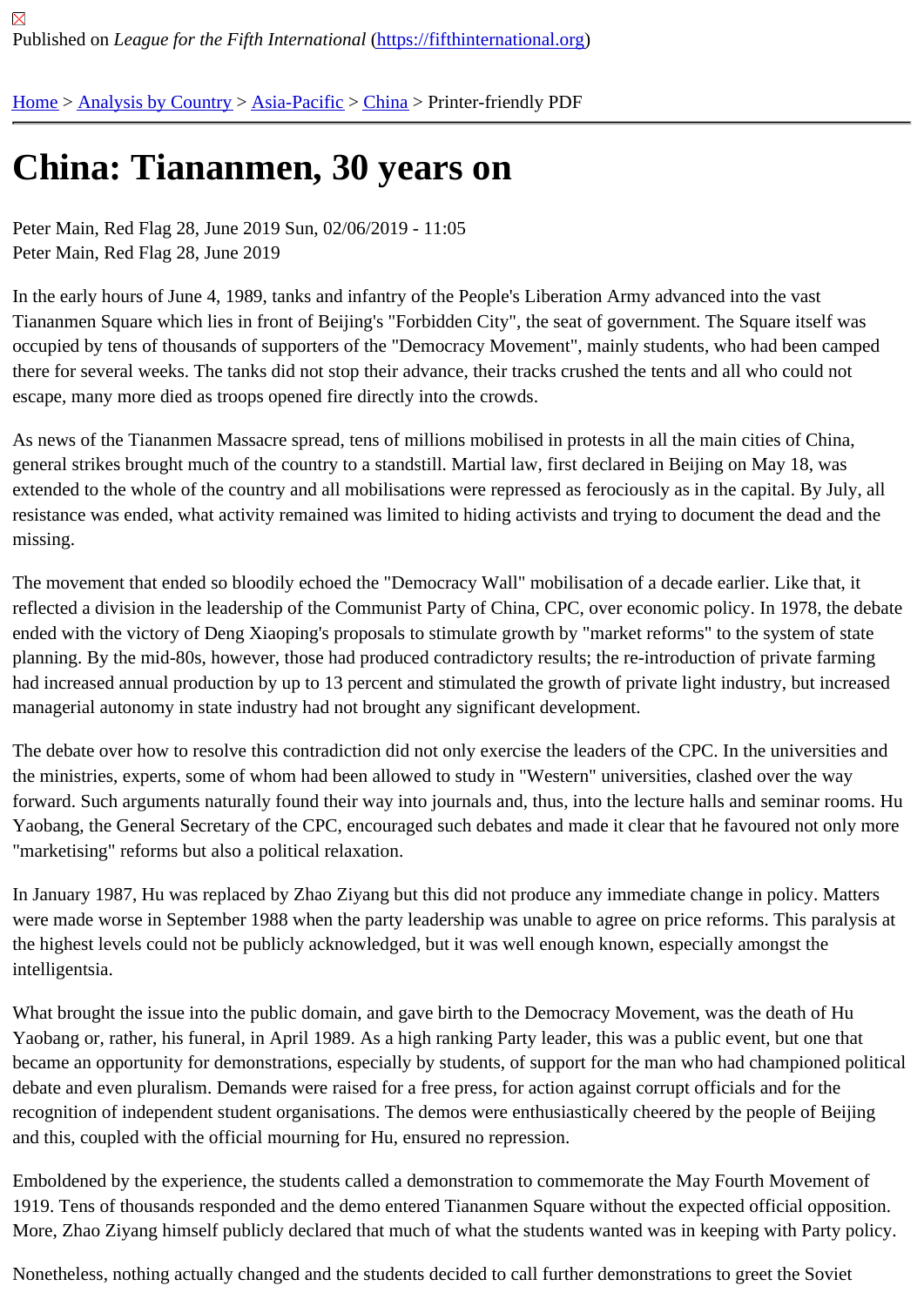Published on *League for the Fifth International* (https://fifthinternational.org)

Home > Analysis by Country > Asia-Pacific > China > Printer-friendly PDF

# China: Tiananmen, 30 years on

Peter Main, Red Flag 28, June 2019 Sun, 02/06/2019 - 11:05
Peter Main, Red Flag 28, June 2019

In the early hours of June 4, 1989, tanks and infantry of the People's Liberation Army advanced into the vast Tiananmen Square which lies in front of Beijing's "Forbidden City", the seat of government. The Square itself was occupied by tens of thousands of supporters of the "Democracy Movement", mainly students, who had been camped there for several weeks. The tanks did not stop their advance, their tracks crushed the tents and all who could not escape, many more died as troops opened fire directly into the crowds.

As news of the Tiananmen Massacre spread, tens of millions mobilised in protests in all the main cities of China, general strikes brought much of the country to a standstill. Martial law, first declared in Beijing on May 18, was extended to the whole of the country and all mobilisations were repressed as ferociously as in the capital. By July, all resistance was ended, what activity remained was limited to hiding activists and trying to document the dead and the missing.

The movement that ended so bloodily echoed the "Democracy Wall" mobilisation of a decade earlier. Like that, it reflected a division in the leadership of the Communist Party of China, CPC, over economic policy. In 1978, the debate ended with the victory of Deng Xiaoping's proposals to stimulate growth by "market reforms" to the system of state planning. By the mid-80s, however, those had produced contradictory results; the re-introduction of private farming had increased annual production by up to 13 percent and stimulated the growth of private light industry, but increased managerial autonomy in state industry had not brought any significant development.

The debate over how to resolve this contradiction did not only exercise the leaders of the CPC. In the universities and the ministries, experts, some of whom had been allowed to study in "Western" universities, clashed over the way forward. Such arguments naturally found their way into journals and, thus, into the lecture halls and seminar rooms. Hu Yaobang, the General Secretary of the CPC, encouraged such debates and made it clear that he favoured not only more "marketising" reforms but also a political relaxation.

In January 1987, Hu was replaced by Zhao Ziyang but this did not produce any immediate change in policy. Matters were made worse in September 1988 when the party leadership was unable to agree on price reforms. This paralysis at the highest levels could not be publicly acknowledged, but it was well enough known, especially amongst the intelligentsia.

What brought the issue into the public domain, and gave birth to the Democracy Movement, was the death of Hu Yaobang or, rather, his funeral, in April 1989. As a high ranking Party leader, this was a public event, but one that became an opportunity for demonstrations, especially by students, of support for the man who had championed political debate and even pluralism. Demands were raised for a free press, for action against corrupt officials and for the recognition of independent student organisations. The demos were enthusiastically cheered by the people of Beijing and this, coupled with the official mourning for Hu, ensured no repression.

Emboldened by the experience, the students called a demonstration to commemorate the May Fourth Movement of 1919. Tens of thousands responded and the demo entered Tiananmen Square without the expected official opposition. More, Zhao Ziyang himself publicly declared that much of what the students wanted was in keeping with Party policy.

Nonetheless, nothing actually changed and the students decided to call further demonstrations to greet the Soviet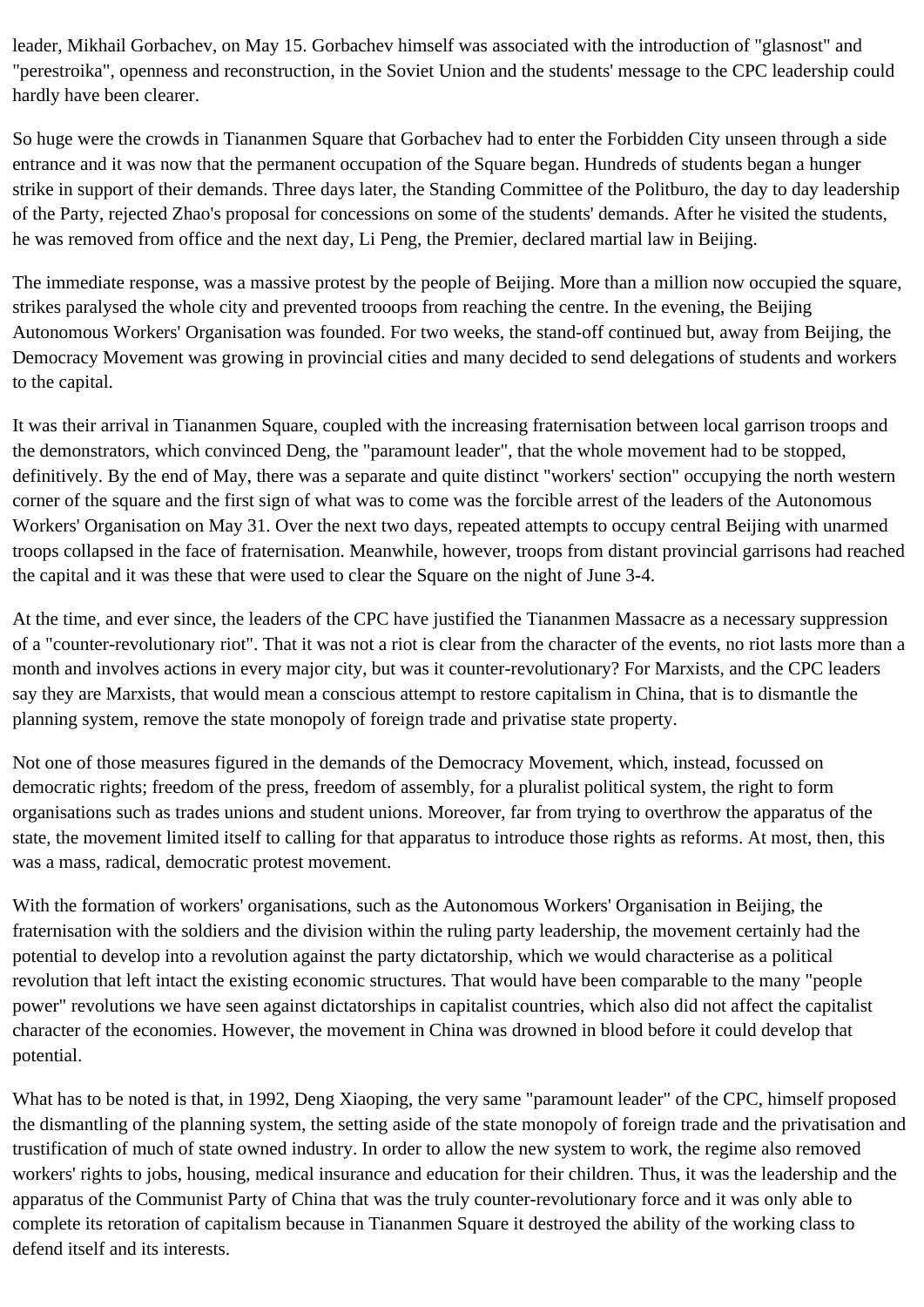leader, Mikhail Gorbachev, on May 15. Gorbachev himself was associated with the introduction of "glasnost" and "perestroika", openness and reconstruction, in the Soviet Union and the students' message to the CPC leadership could hardly have been clearer.

So huge were the crowds in Tiananmen Square that Gorbachev had to enter the Forbidden City unseen through a side entrance and it was now that the permanent occupation of the Square began. Hundreds of students began a hunger strike in support of their demands. Three days later, the Standing Committee of the Politburo, the day to day leadership of the Party, rejected Zhao's proposal for concessions on some of the students' demands. After he visited the students, he was removed from office and the next day, Li Peng, the Premier, declared martial law in Beijing.

The immediate response, was a massive protest by the people of Beijing. More than a million now occupied the square, strikes paralysed the whole city and prevented trooops from reaching the centre. In the evening, the Beijing Autonomous Workers' Organisation was founded. For two weeks, the stand-off continued but, away from Beijing, the Democracy Movement was growing in provincial cities and many decided to send delegations of students and workers to the capital.

It was their arrival in Tiananmen Square, coupled with the increasing fraternisation between local garrison troops and the demonstrators, which convinced Deng, the "paramount leader", that the whole movement had to be stopped, definitively. By the end of May, there was a separate and quite distinct "workers' section" occupying the north western corner of the square and the first sign of what was to come was the forcible arrest of the leaders of the Autonomous Workers' Organisation on May 31. Over the next two days, repeated attempts to occupy central Beijing with unarmed troops collapsed in the face of fraternisation. Meanwhile, however, troops from distant provincial garrisons had reached the capital and it was these that were used to clear the Square on the night of June 3-4.

At the time, and ever since, the leaders of the CPC have justified the Tiananmen Massacre as a necessary suppression of a "counter-revolutionary riot". That it was not a riot is clear from the character of the events, no riot lasts more than a month and involves actions in every major city, but was it counter-revolutionary? For Marxists, and the CPC leaders say they are Marxists, that would mean a conscious attempt to restore capitalism in China, that is to dismantle the planning system, remove the state monopoly of foreign trade and privatise state property.

Not one of those measures figured in the demands of the Democracy Movement, which, instead, focussed on democratic rights; freedom of the press, freedom of assembly, for a pluralist political system, the right to form organisations such as trades unions and student unions. Moreover, far from trying to overthrow the apparatus of the state, the movement limited itself to calling for that apparatus to introduce those rights as reforms. At most, then, this was a mass, radical, democratic protest movement.

With the formation of workers' organisations, such as the Autonomous Workers' Organisation in Beijing, the fraternisation with the soldiers and the division within the ruling party leadership, the movement certainly had the potential to develop into a revolution against the party dictatorship, which we would characterise as a political revolution that left intact the existing economic structures. That would have been comparable to the many "people power" revolutions we have seen against dictatorships in capitalist countries, which also did not affect the capitalist character of the economies. However, the movement in China was drowned in blood before it could develop that potential.

What has to be noted is that, in 1992, Deng Xiaoping, the very same "paramount leader" of the CPC, himself proposed the dismantling of the planning system, the setting aside of the state monopoly of foreign trade and the privatisation and trustification of much of state owned industry. In order to allow the new system to work, the regime also removed workers' rights to jobs, housing, medical insurance and education for their children. Thus, it was the leadership and the apparatus of the Communist Party of China that was the truly counter-revolutionary force and it was only able to complete its retoration of capitalism because in Tiananmen Square it destroyed the ability of the working class to defend itself and its interests.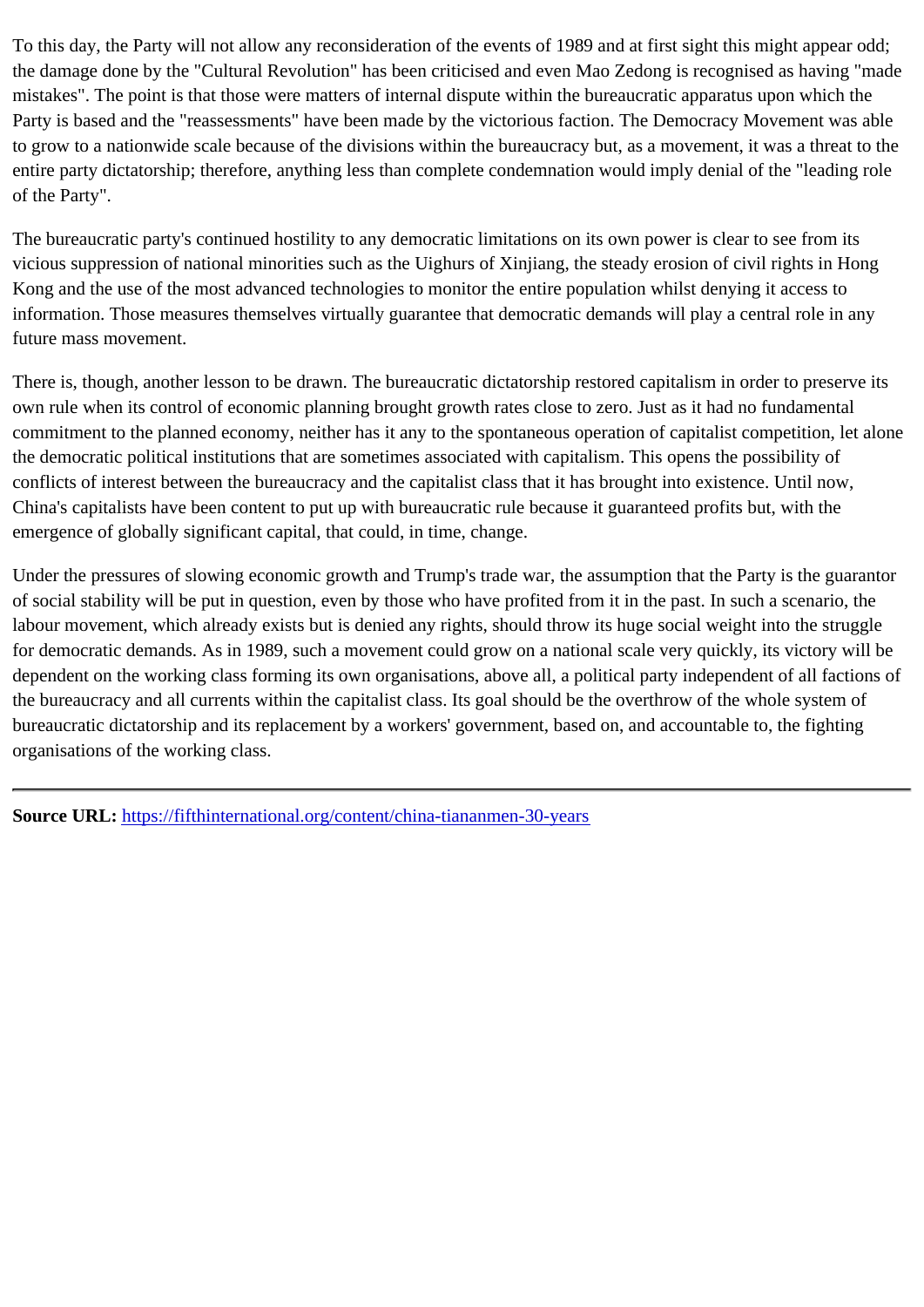To this day, the Party will not allow any reconsideration of the events of 1989 and at first sight this might appear odd; the damage done by the "Cultural Revolution" has been criticised and even Mao Zedong is recognised as having "made mistakes". The point is that those were matters of internal dispute within the bureaucratic apparatus upon which the Party is based and the "reassessments" have been made by the victorious faction. The Democracy Movement was able to grow to a nationwide scale because of the divisions within the bureaucracy but, as a movement, it was a threat to the entire party dictatorship; therefore, anything less than complete condemnation would imply denial of the "leading role of the Party".

The bureaucratic party's continued hostility to any democratic limitations on its own power is clear to see from its vicious suppression of national minorities such as the Uighurs of Xinjiang, the steady erosion of civil rights in Hong Kong and the use of the most advanced technologies to monitor the entire population whilst denying it access to information. Those measures themselves virtually guarantee that democratic demands will play a central role in any future mass movement.

There is, though, another lesson to be drawn. The bureaucratic dictatorship restored capitalism in order to preserve its own rule when its control of economic planning brought growth rates close to zero. Just as it had no fundamental commitment to the planned economy, neither has it any to the spontaneous operation of capitalist competition, let alone the democratic political institutions that are sometimes associated with capitalism. This opens the possibility of conflicts of interest between the bureaucracy and the capitalist class that it has brought into existence. Until now, China's capitalists have been content to put up with bureaucratic rule because it guaranteed profits but, with the emergence of globally significant capital, that could, in time, change.

Under the pressures of slowing economic growth and Trump's trade war, the assumption that the Party is the guarantor of social stability will be put in question, even by those who have profited from it in the past. In such a scenario, the labour movement, which already exists but is denied any rights, should throw its huge social weight into the struggle for democratic demands. As in 1989, such a movement could grow on a national scale very quickly, its victory will be dependent on the working class forming its own organisations, above all, a political party independent of all factions of the bureaucracy and all currents within the capitalist class. Its goal should be the overthrow of the whole system of bureaucratic dictatorship and its replacement by a workers' government, based on, and accountable to, the fighting organisations of the working class.

---

**Source URL:** https://fifthinternational.org/content/china-tiananmen-30-years